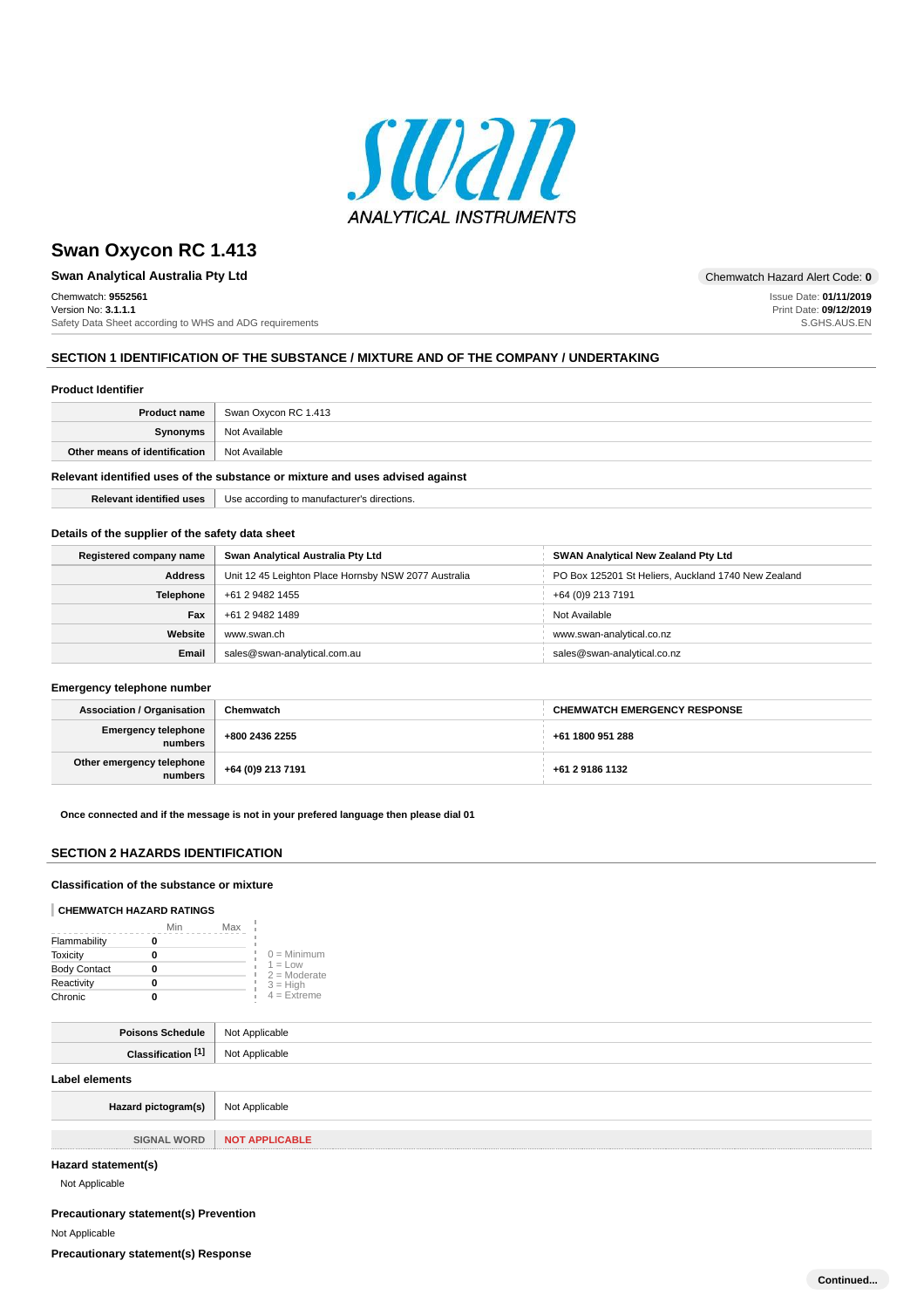# Swan Oxycon RC 1.413

**Swan Analytical Australia Pty Ltd**

Chemwatch Hazard Alert Code: **0**

Chemwatch: **9552561**
Version No: **3.1.1.1**
Safety Data Sheet according to WHS and ADG requirements

Issue Date: **01/11/2019**
Print Date: **09/12/2019**
S.GHS.AUS.EN

## SECTION 1 IDENTIFICATION OF THE SUBSTANCE / MIXTURE AND OF THE COMPANY / UNDERTAKING

### Product Identifier

| | |
|---|---|
| **Product name** | Swan Oxycon RC 1.413 |
| **Synonyms** | Not Available |
| **Other means of identification** | Not Available |

### Relevant identified uses of the substance or mixture and uses advised against

| | |
|---|---|
| **Relevant identified uses** | Use according to manufacturer's directions. |

### Details of the supplier of the safety data sheet

| | | |
|---|---|---|
| **Registered company name** | **Swan Analytical Australia Pty Ltd** | **SWAN Analytical New Zealand Pty Ltd** |
| **Address** | Unit 12 45 Leighton Place Hornsby NSW 2077 Australia | PO Box 125201 St Heliers, Auckland 1740 New Zealand |
| **Telephone** | +61 2 9482 1455 | +64 (0)9 213 7191 |
| **Fax** | +61 2 9482 1489 | Not Available |
| **Website** | www.swan.ch | www.swan-analytical.co.nz |
| **Email** | sales@swan-analytical.com.au | sales@swan-analytical.co.nz |

### Emergency telephone number

| | | |
|---|---|---|
| **Association / Organisation** | **Chemwatch** | **CHEMWATCH EMERGENCY RESPONSE** |
| **Emergency telephone numbers** | **+800 2436 2255** | **+61 1800 951 288** |
| **Other emergency telephone numbers** | **+64 (0)9 213 7191** | **+61 2 9186 1132** |

**Once connected and if the message is not in your prefered language then please dial 01**

## SECTION 2 HAZARDS IDENTIFICATION

### Classification of the substance or mixture

**CHEMWATCH HAZARD RATINGS**

| | Min | Max |
|---|---|---|
| Flammability | 0 | |
| Toxicity | 0 | |
| Body Contact | 0 | |
| Reactivity | 0 | |
| Chronic | 0 | |

0 = Minimum
1 = Low
2 = Moderate
3 = High
4 = Extreme

| | |
|---|---|
| **Poisons Schedule** | Not Applicable |
| **Classification [1]** | Not Applicable |

### Label elements

| | |
|---|---|
| **Hazard pictogram(s)** | Not Applicable |
| **SIGNAL WORD** | **NOT APPLICABLE** |

### Hazard statement(s)

Not Applicable

### Precautionary statement(s) Prevention

Not Applicable

### Precautionary statement(s) Response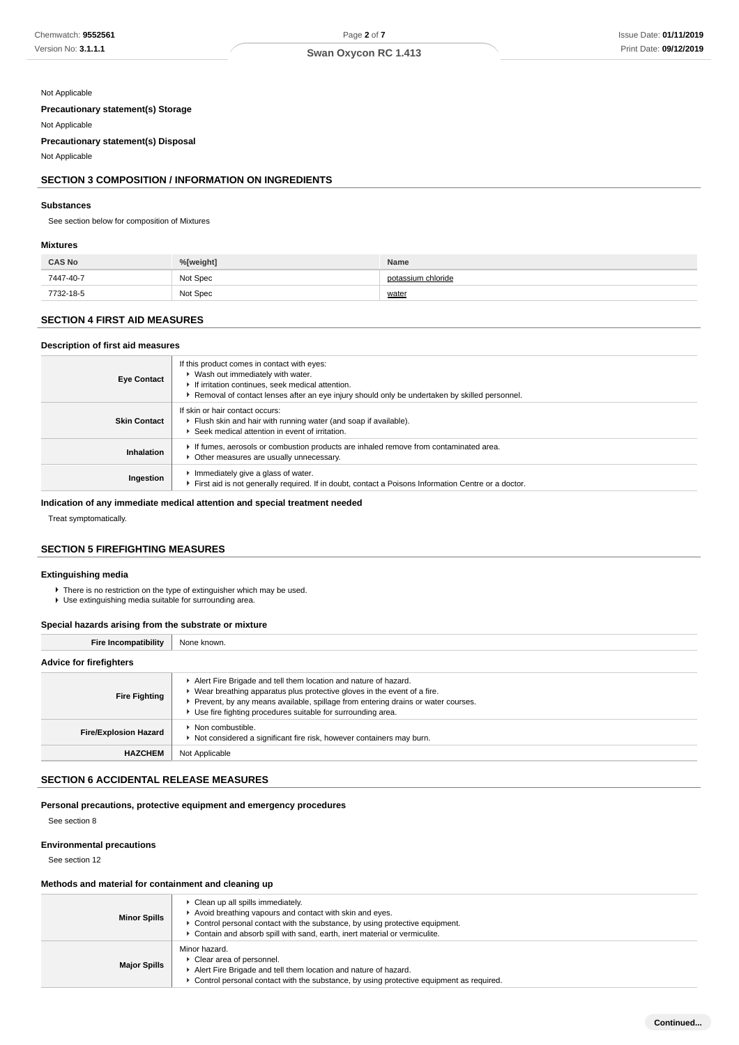Not Applicable

**Precautionary statement(s) Storage**

Not Applicable

**Precautionary statement(s) Disposal**

Not Applicable

## SECTION 3 COMPOSITION / INFORMATION ON INGREDIENTS

### Substances

See section below for composition of Mixtures

### Mixtures

| CAS No | %[weight] | Name |
|---|---|---|
| 7447-40-7 | Not Spec | potassium chloride |
| 7732-18-5 | Not Spec | water |

## SECTION 4 FIRST AID MEASURES

### Description of first aid measures

| | |
|---|---|
| **Eye Contact** | If this product comes in contact with eyes: <br>▸ Wash out immediately with water. <br>▸ If irritation continues, seek medical attention. <br>▸ Removal of contact lenses after an eye injury should only be undertaken by skilled personnel. |
| **Skin Contact** | If skin or hair contact occurs: <br>▸ Flush skin and hair with running water (and soap if available). <br>▸ Seek medical attention in event of irritation. |
| **Inhalation** | ▸ If fumes, aerosols or combustion products are inhaled remove from contaminated area. <br>▸ Other measures are usually unnecessary. |
| **Ingestion** | ▸ Immediately give a glass of water. <br>▸ First aid is not generally required. If in doubt, contact a Poisons Information Centre or a doctor. |

### Indication of any immediate medical attention and special treatment needed

Treat symptomatically.

## SECTION 5 FIREFIGHTING MEASURES

### Extinguishing media

- There is no restriction on the type of extinguisher which may be used.
- Use extinguishing media suitable for surrounding area.

### Special hazards arising from the substrate or mixture

| | |
|---|---|
| **Fire Incompatibility** | None known. |

### Advice for firefighters

| | |
|---|---|
| **Fire Fighting** | ▸ Alert Fire Brigade and tell them location and nature of hazard. <br>▸ Wear breathing apparatus plus protective gloves in the event of a fire. <br>▸ Prevent, by any means available, spillage from entering drains or water courses. <br>▸ Use fire fighting procedures suitable for surrounding area. |
| **Fire/Explosion Hazard** | ▸ Non combustible. <br>▸ Not considered a significant fire risk, however containers may burn. |
| **HAZCHEM** | Not Applicable |

## SECTION 6 ACCIDENTAL RELEASE MEASURES

### Personal precautions, protective equipment and emergency procedures

See section 8

### Environmental precautions

See section 12

### Methods and material for containment and cleaning up

| | |
|---|---|
| **Minor Spills** | ▸ Clean up all spills immediately. <br>▸ Avoid breathing vapours and contact with skin and eyes. <br>▸ Control personal contact with the substance, by using protective equipment. <br>▸ Contain and absorb spill with sand, earth, inert material or vermiculite. |
| **Major Spills** | Minor hazard. <br>▸ Clear area of personnel. <br>▸ Alert Fire Brigade and tell them location and nature of hazard. <br>▸ Control personal contact with the substance, by using protective equipment as required. |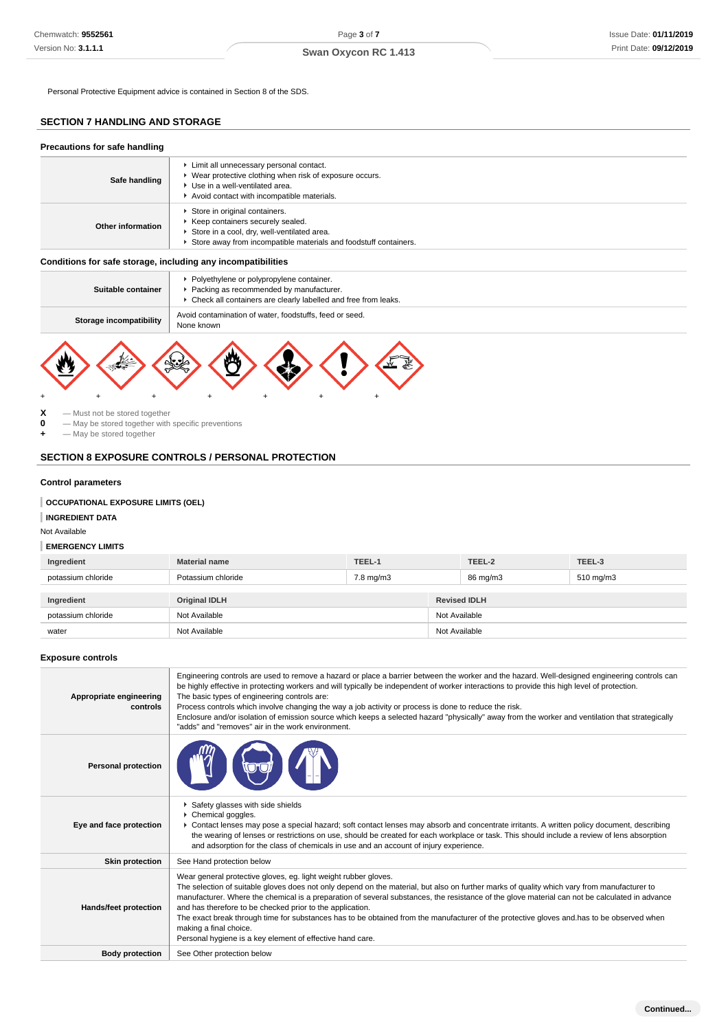Personal Protective Equipment advice is contained in Section 8 of the SDS.

## SECTION 7 HANDLING AND STORAGE

### Precautions for safe handling

| | |
|---|---|
| **Safe handling** | ▸ Limit all unnecessary personal contact.<br>▸ Wear protective clothing when risk of exposure occurs.<br>▸ Use in a well-ventilated area.<br>▸ Avoid contact with incompatible materials. |
| **Other information** | ▸ Store in original containers.<br>▸ Keep containers securely sealed.<br>▸ Store in a cool, dry, well-ventilated area.<br>▸ Store away from incompatible materials and foodstuff containers. |

### Conditions for safe storage, including any incompatibilities

| | |
|---|---|
| **Suitable container** | ▸ Polyethylene or polypropylene container.<br>▸ Packing as recommended by manufacturer.<br>▸ Check all containers are clearly labelled and free from leaks. |
| **Storage incompatibility** | Avoid contamination of water, foodstuffs, feed or seed.<br>None known |

+ + + + + + +

**X** — Must not be stored together
**0** — May be stored together with specific preventions
**+** — May be stored together

## SECTION 8 EXPOSURE CONTROLS / PERSONAL PROTECTION

### Control parameters

**OCCUPATIONAL EXPOSURE LIMITS (OEL)**

**INGREDIENT DATA**

Not Available

**EMERGENCY LIMITS**

| Ingredient | Material name | TEEL-1 | TEEL-2 | TEEL-3 |
|---|---|---|---|---|
| potassium chloride | Potassium chloride | 7.8 mg/m3 | 86 mg/m3 | 510 mg/m3 |

| Ingredient | Original IDLH | Revised IDLH |
|---|---|---|
| potassium chloride | Not Available | Not Available |
| water | Not Available | Not Available |

### Exposure controls

| | |
|---|---|
| **Appropriate engineering controls** | Engineering controls are used to remove a hazard or place a barrier between the worker and the hazard. Well-designed engineering controls can be highly effective in protecting workers and will typically be independent of worker interactions to provide this high level of protection.<br>The basic types of engineering controls are:<br>Process controls which involve changing the way a job activity or process is done to reduce the risk.<br>Enclosure and/or isolation of emission source which keeps a selected hazard "physically" away from the worker and ventilation that strategically "adds" and "removes" air in the work environment. |
| **Personal protection** | |
| **Eye and face protection** | ▸ Safety glasses with side shields<br>▸ Chemical goggles.<br>▸ Contact lenses may pose a special hazard; soft contact lenses may absorb and concentrate irritants. A written policy document, describing the wearing of lenses or restrictions on use, should be created for each workplace or task. This should include a review of lens absorption and adsorption for the class of chemicals in use and an account of injury experience. |
| **Skin protection** | See Hand protection below |
| **Hands/feet protection** | Wear general protective gloves, eg. light weight rubber gloves.<br>The selection of suitable gloves does not only depend on the material, but also on further marks of quality which vary from manufacturer to manufacturer. Where the chemical is a preparation of several substances, the resistance of the glove material can not be calculated in advance and has therefore to be checked prior to the application.<br>The exact break through time for substances has to be obtained from the manufacturer of the protective gloves and.has to be observed when making a final choice.<br>Personal hygiene is a key element of effective hand care. |
| **Body protection** | See Other protection below |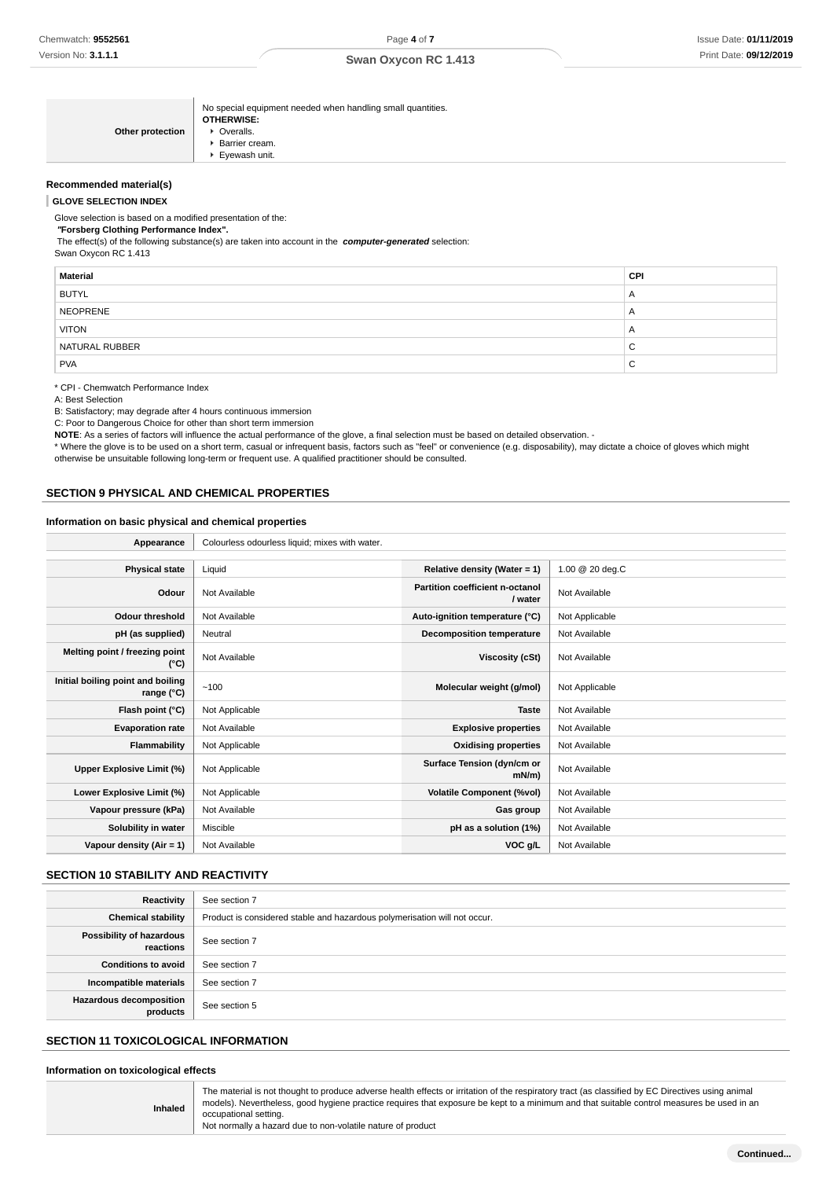| | |
|---|---|
| **Other protection** | No special equipment needed when handling small quantities.<br>**OTHERWISE:**<br>▸ Overalls.<br>▸ Barrier cream.<br>▸ Eyewash unit. |

### Recommended material(s)

**GLOVE SELECTION INDEX**

Glove selection is based on a modified presentation of the:

***"Forsberg Clothing Performance Index".***

The effect(s) of the following substance(s) are taken into account in the ***computer-generated*** selection:

Swan Oxycon RC 1.413

| Material | CPI |
|---|---|
| BUTYL | A |
| NEOPRENE | A |
| VITON | A |
| NATURAL RUBBER | C |
| PVA | C |

* CPI - Chemwatch Performance Index

A: Best Selection

B: Satisfactory; may degrade after 4 hours continuous immersion

C: Poor to Dangerous Choice for other than short term immersion

**NOTE**: As a series of factors will influence the actual performance of the glove, a final selection must be based on detailed observation. -

* Where the glove is to be used on a short term, casual or infrequent basis, factors such as "feel" or convenience (e.g. disposability), may dictate a choice of gloves which might otherwise be unsuitable following long-term or frequent use. A qualified practitioner should be consulted.

## SECTION 9 PHYSICAL AND CHEMICAL PROPERTIES

### Information on basic physical and chemical properties

| | |
|---|---|
| **Appearance** | Colourless odourless liquid; mixes with water. |

| | | | |
|---|---|---|---|
| **Physical state** | Liquid | **Relative density (Water = 1)** | 1.00 @ 20 deg.C |
| **Odour** | Not Available | **Partition coefficient n-octanol / water** | Not Available |
| **Odour threshold** | Not Available | **Auto-ignition temperature (°C)** | Not Applicable |
| **pH (as supplied)** | Neutral | **Decomposition temperature** | Not Available |
| **Melting point / freezing point (°C)** | Not Available | **Viscosity (cSt)** | Not Available |
| **Initial boiling point and boiling range (°C)** | ~100 | **Molecular weight (g/mol)** | Not Applicable |
| **Flash point (°C)** | Not Applicable | **Taste** | Not Available |
| **Evaporation rate** | Not Available | **Explosive properties** | Not Available |
| **Flammability** | Not Applicable | **Oxidising properties** | Not Available |
| **Upper Explosive Limit (%)** | Not Applicable | **Surface Tension (dyn/cm or mN/m)** | Not Available |
| **Lower Explosive Limit (%)** | Not Applicable | **Volatile Component (%vol)** | Not Available |
| **Vapour pressure (kPa)** | Not Available | **Gas group** | Not Available |
| **Solubility in water** | Miscible | **pH as a solution (1%)** | Not Available |
| **Vapour density (Air = 1)** | Not Available | **VOC g/L** | Not Available |

## SECTION 10 STABILITY AND REACTIVITY

| | |
|---|---|
| **Reactivity** | See section 7 |
| **Chemical stability** | Product is considered stable and hazardous polymerisation will not occur. |
| **Possibility of hazardous reactions** | See section 7 |
| **Conditions to avoid** | See section 7 |
| **Incompatible materials** | See section 7 |
| **Hazardous decomposition products** | See section 5 |

## SECTION 11 TOXICOLOGICAL INFORMATION

### Information on toxicological effects

| | |
|---|---|
| **Inhaled** | The material is not thought to produce adverse health effects or irritation of the respiratory tract (as classified by EC Directives using animal models). Nevertheless, good hygiene practice requires that exposure be kept to a minimum and that suitable control measures be used in an occupational setting.<br>Not normally a hazard due to non-volatile nature of product |

Continued...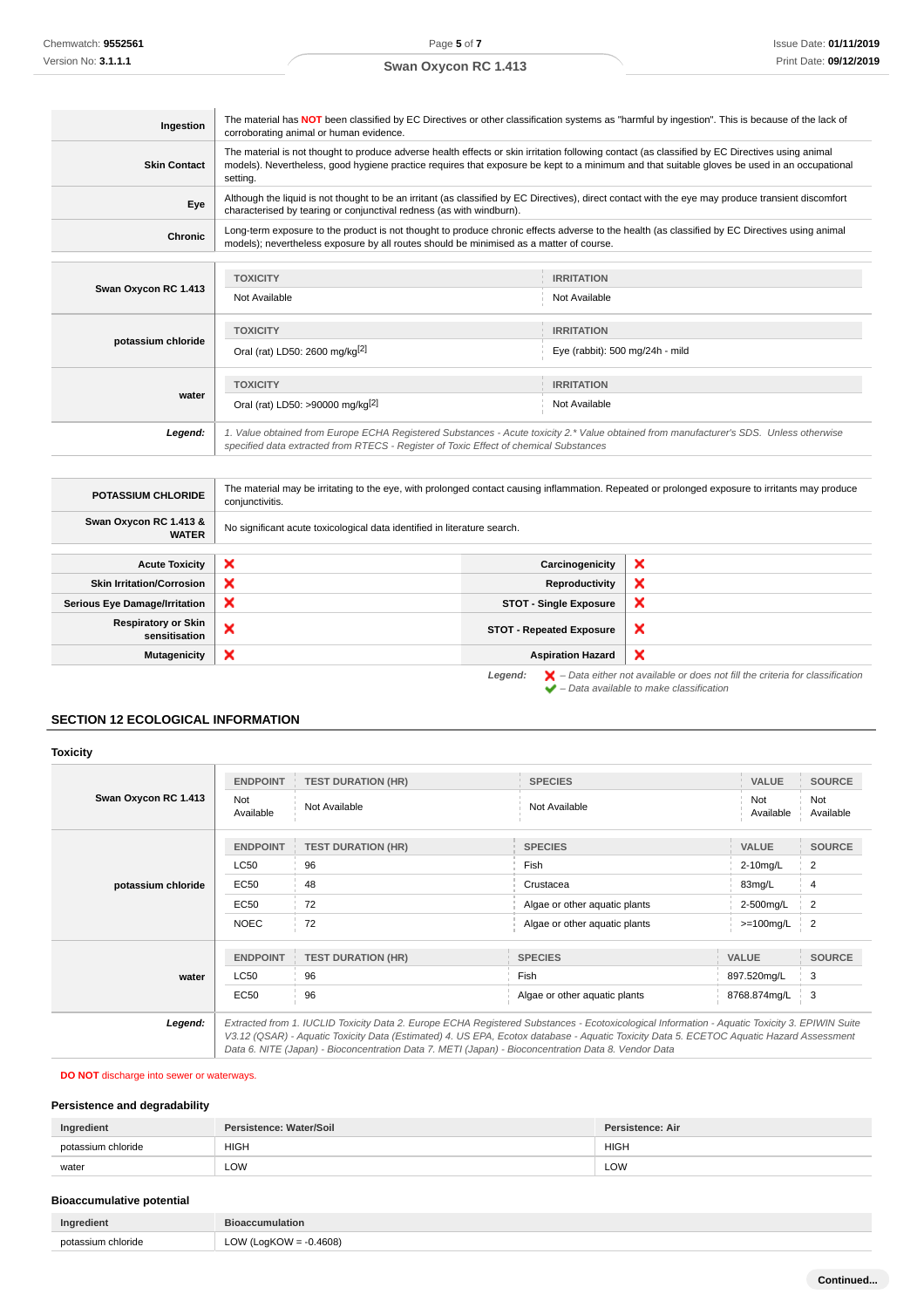| | |
|---|---|
| **Ingestion** | The material has **NOT** been classified by EC Directives or other classification systems as "harmful by ingestion". This is because of the lack of corroborating animal or human evidence. |
| **Skin Contact** | The material is not thought to produce adverse health effects or skin irritation following contact (as classified by EC Directives using animal models). Nevertheless, good hygiene practice requires that exposure be kept to a minimum and that suitable gloves be used in an occupational setting. |
| **Eye** | Although the liquid is not thought to be an irritant (as classified by EC Directives), direct contact with the eye may produce transient discomfort characterised by tearing or conjunctival redness (as with windburn). |
| **Chronic** | Long-term exposure to the product is not thought to produce chronic effects adverse to the health (as classified by EC Directives using animal models); nevertheless exposure by all routes should be minimised as a matter of course. |

| | TOXICITY | IRRITATION |
|---|---|---|
| **Swan Oxycon RC 1.413** | Not Available | Not Available |
| **potassium chloride** | Oral (rat) LD50: 2600 mg/kg[2] | Eye (rabbit): 500 mg/24h - mild |
| **water** | Oral (rat) LD50: >90000 mg/kg[2] | Not Available |
| ***Legend:*** | *1. Value obtained from Europe ECHA Registered Substances - Acute toxicity 2.\* Value obtained from manufacturer's SDS. Unless otherwise specified data extracted from RTECS - Register of Toxic Effect of chemical Substances* | |

| | |
|---|---|
| **POTASSIUM CHLORIDE** | The material may be irritating to the eye, with prolonged contact causing inflammation. Repeated or prolonged exposure to irritants may produce conjunctivitis. |
| **Swan Oxycon RC 1.413 & WATER** | No significant acute toxicological data identified in literature search. |

| | | | |
|---|---|---|---|
| **Acute Toxicity** | ❌ | **Carcinogenicity** | ❌ |
| **Skin Irritation/Corrosion** | ❌ | **Reproductivity** | ❌ |
| **Serious Eye Damage/Irritation** | ❌ | **STOT - Single Exposure** | ❌ |
| **Respiratory or Skin sensitisation** | ❌ | **STOT - Repeated Exposure** | ❌ |
| **Mutagenicity** | ❌ | **Aspiration Hazard** | ❌ |

***Legend:*** ❌ *– Data either not available or does not fill the criteria for classification*
✔ *– Data available to make classification*

## SECTION 12 ECOLOGICAL INFORMATION

### Toxicity

| | ENDPOINT | TEST DURATION (HR) | SPECIES | VALUE | SOURCE |
|---|---|---|---|---|---|
| **Swan Oxycon RC 1.413** | Not Available | Not Available | Not Available | Not Available | Not Available |
| **potassium chloride** | LC50 | 96 | Fish | 2-10mg/L | 2 |
| | EC50 | 48 | Crustacea | 83mg/L | 4 |
| | EC50 | 72 | Algae or other aquatic plants | 2-500mg/L | 2 |
| | NOEC | 72 | Algae or other aquatic plants | >=100mg/L | 2 |
| **water** | LC50 | 96 | Fish | 897.520mg/L | 3 |
| | EC50 | 96 | Algae or other aquatic plants | 8768.874mg/L | 3 |
| ***Legend:*** | *Extracted from 1. IUCLID Toxicity Data 2. Europe ECHA Registered Substances - Ecotoxicological Information - Aquatic Toxicity 3. EPIWIN Suite V3.12 (QSAR) - Aquatic Toxicity Data (Estimated) 4. US EPA, Ecotox database - Aquatic Toxicity Data 5. ECETOC Aquatic Hazard Assessment Data 6. NITE (Japan) - Bioconcentration Data 7. METI (Japan) - Bioconcentration Data 8. Vendor Data* | | | | |

**DO NOT** discharge into sewer or waterways.

### Persistence and degradability

| Ingredient | Persistence: Water/Soil | Persistence: Air |
|---|---|---|
| potassium chloride | HIGH | HIGH |
| water | LOW | LOW |

### Bioaccumulative potential

| Ingredient | Bioaccumulation |
|---|---|
| potassium chloride | LOW (LogKOW = -0.4608) |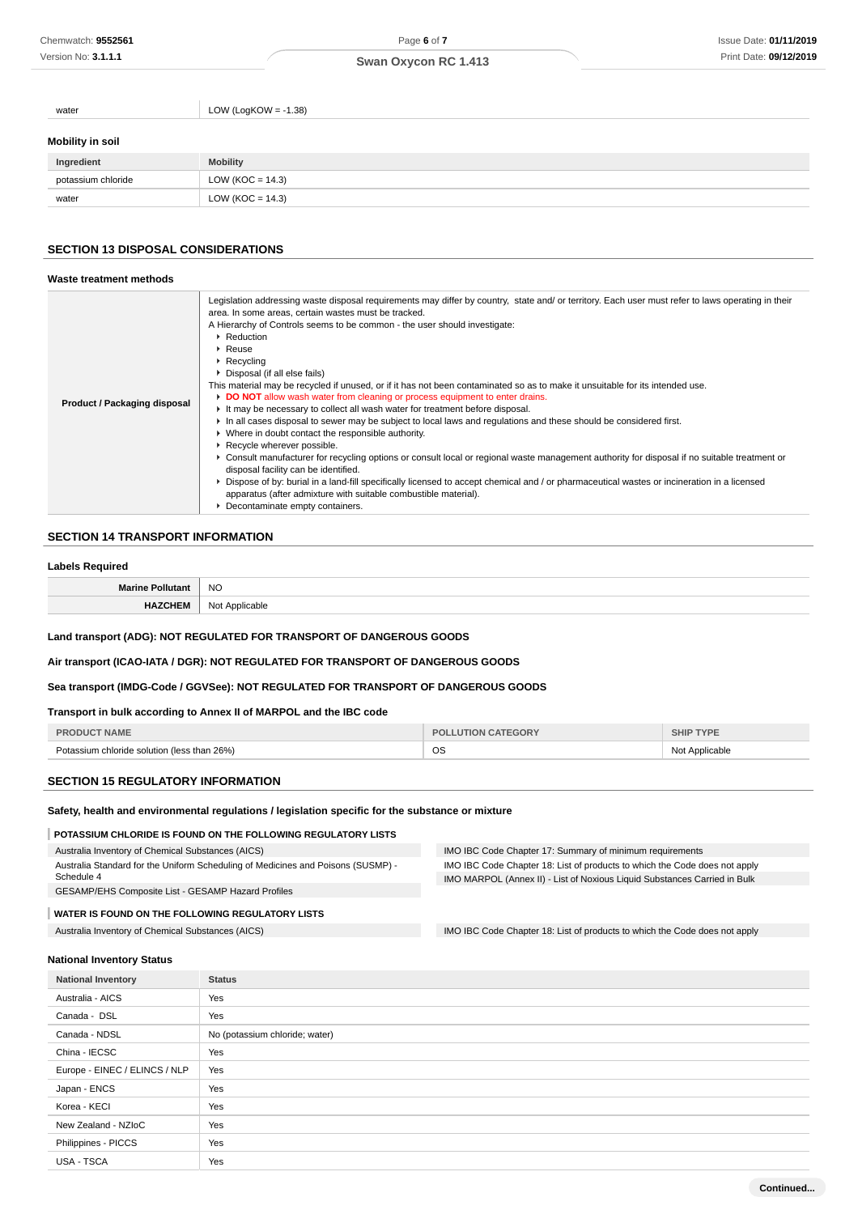| | |
|---|---|
| water | LOW (LogKOW = -1.38) |

### Mobility in soil

| Ingredient | Mobility |
|---|---|
| potassium chloride | LOW (KOC = 14.3) |
| water | LOW (KOC = 14.3) |

## SECTION 13 DISPOSAL CONSIDERATIONS

### Waste treatment methods

| | |
|---|---|
| **Product / Packaging disposal** | Legislation addressing waste disposal requirements may differ by country, state and/ or territory. Each user must refer to laws operating in their area. In some areas, certain wastes must be tracked.<br>A Hierarchy of Controls seems to be common - the user should investigate:<br>▸ Reduction<br>▸ Reuse<br>▸ Recycling<br>▸ Disposal (if all else fails)<br>This material may be recycled if unused, or if it has not been contaminated so as to make it unsuitable for its intended use.<br>▸ **DO NOT** allow wash water from cleaning or process equipment to enter drains.<br>▸ It may be necessary to collect all wash water for treatment before disposal.<br>▸ In all cases disposal to sewer may be subject to local laws and regulations and these should be considered first.<br>▸ Where in doubt contact the responsible authority.<br>▸ Recycle wherever possible.<br>▸ Consult manufacturer for recycling options or consult local or regional waste management authority for disposal if no suitable treatment or disposal facility can be identified.<br>▸ Dispose of by: burial in a land-fill specifically licensed to accept chemical and / or pharmaceutical wastes or incineration in a licensed apparatus (after admixture with suitable combustible material).<br>▸ Decontaminate empty containers. |

## SECTION 14 TRANSPORT INFORMATION

### Labels Required

| | |
|---|---|
| **Marine Pollutant** | NO |
| **HAZCHEM** | Not Applicable |

**Land transport (ADG): NOT REGULATED FOR TRANSPORT OF DANGEROUS GOODS**

**Air transport (ICAO-IATA / DGR): NOT REGULATED FOR TRANSPORT OF DANGEROUS GOODS**

**Sea transport (IMDG-Code / GGVSee): NOT REGULATED FOR TRANSPORT OF DANGEROUS GOODS**

### Transport in bulk according to Annex II of MARPOL and the IBC code

| PRODUCT NAME | POLLUTION CATEGORY | SHIP TYPE |
|---|---|---|
| Potassium chloride solution (less than 26%) | OS | Not Applicable |

## SECTION 15 REGULATORY INFORMATION

### Safety, health and environmental regulations / legislation specific for the substance or mixture

**POTASSIUM CHLORIDE IS FOUND ON THE FOLLOWING REGULATORY LISTS**

| | |
|---|---|
| Australia Inventory of Chemical Substances (AICS) | IMO IBC Code Chapter 17: Summary of minimum requirements |
| Australia Standard for the Uniform Scheduling of Medicines and Poisons (SUSMP) - Schedule 4 | IMO IBC Code Chapter 18: List of products to which the Code does not apply |
| GESAMP/EHS Composite List - GESAMP Hazard Profiles | IMO MARPOL (Annex II) - List of Noxious Liquid Substances Carried in Bulk |

**WATER IS FOUND ON THE FOLLOWING REGULATORY LISTS**

| | |
|---|---|
| Australia Inventory of Chemical Substances (AICS) | IMO IBC Code Chapter 18: List of products to which the Code does not apply |

### National Inventory Status

| National Inventory | Status |
|---|---|
| Australia - AICS | Yes |
| Canada - DSL | Yes |
| Canada - NDSL | No (potassium chloride; water) |
| China - IECSC | Yes |
| Europe - EINEC / ELINCS / NLP | Yes |
| Japan - ENCS | Yes |
| Korea - KECI | Yes |
| New Zealand - NZIoC | Yes |
| Philippines - PICCS | Yes |
| USA - TSCA | Yes |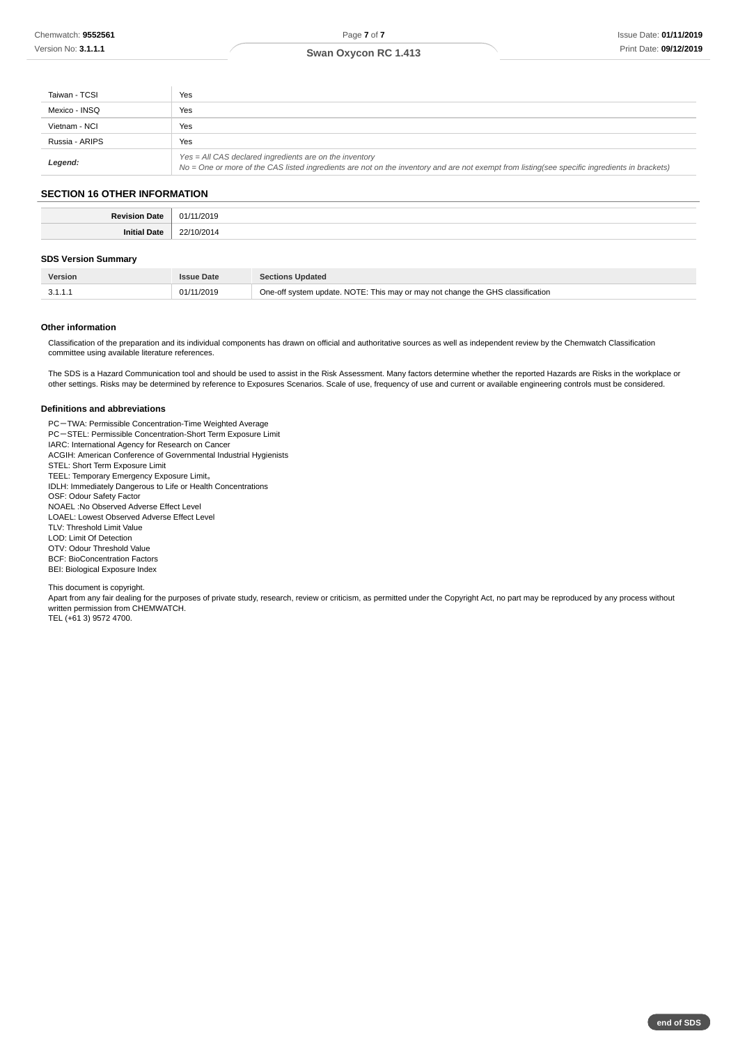| | |
|---|---|
| Taiwan - TCSI | Yes |
| Mexico - INSQ | Yes |
| Vietnam - NCI | Yes |
| Russia - ARIPS | Yes |
| ***Legend:*** | *Yes = All CAS declared ingredients are on the inventory*<br>*No = One or more of the CAS listed ingredients are not on the inventory and are not exempt from listing(see specific ingredients in brackets)* |

## SECTION 16 OTHER INFORMATION

| | |
|---|---|
| **Revision Date** | 01/11/2019 |
| **Initial Date** | 22/10/2014 |

### SDS Version Summary

| Version | Issue Date | Sections Updated |
|---|---|---|
| 3.1.1.1 | 01/11/2019 | One-off system update. NOTE: This may or may not change the GHS classification |

### Other information

Classification of the preparation and its individual components has drawn on official and authoritative sources as well as independent review by the Chemwatch Classification committee using available literature references.

The SDS is a Hazard Communication tool and should be used to assist in the Risk Assessment. Many factors determine whether the reported Hazards are Risks in the workplace or other settings. Risks may be determined by reference to Exposures Scenarios. Scale of use, frequency of use and current or available engineering controls must be considered.

### Definitions and abbreviations

PC－TWA: Permissible Concentration-Time Weighted Average
PC－STEL: Permissible Concentration-Short Term Exposure Limit
IARC: International Agency for Research on Cancer
ACGIH: American Conference of Governmental Industrial Hygienists
STEL: Short Term Exposure Limit
TEEL: Temporary Emergency Exposure Limit。
IDLH: Immediately Dangerous to Life or Health Concentrations
OSF: Odour Safety Factor
NOAEL :No Observed Adverse Effect Level
LOAEL: Lowest Observed Adverse Effect Level
TLV: Threshold Limit Value
LOD: Limit Of Detection
OTV: Odour Threshold Value
BCF: BioConcentration Factors
BEI: Biological Exposure Index

This document is copyright.
Apart from any fair dealing for the purposes of private study, research, review or criticism, as permitted under the Copyright Act, no part may be reproduced by any process without written permission from CHEMWATCH.
TEL (+61 3) 9572 4700.

**end of SDS**